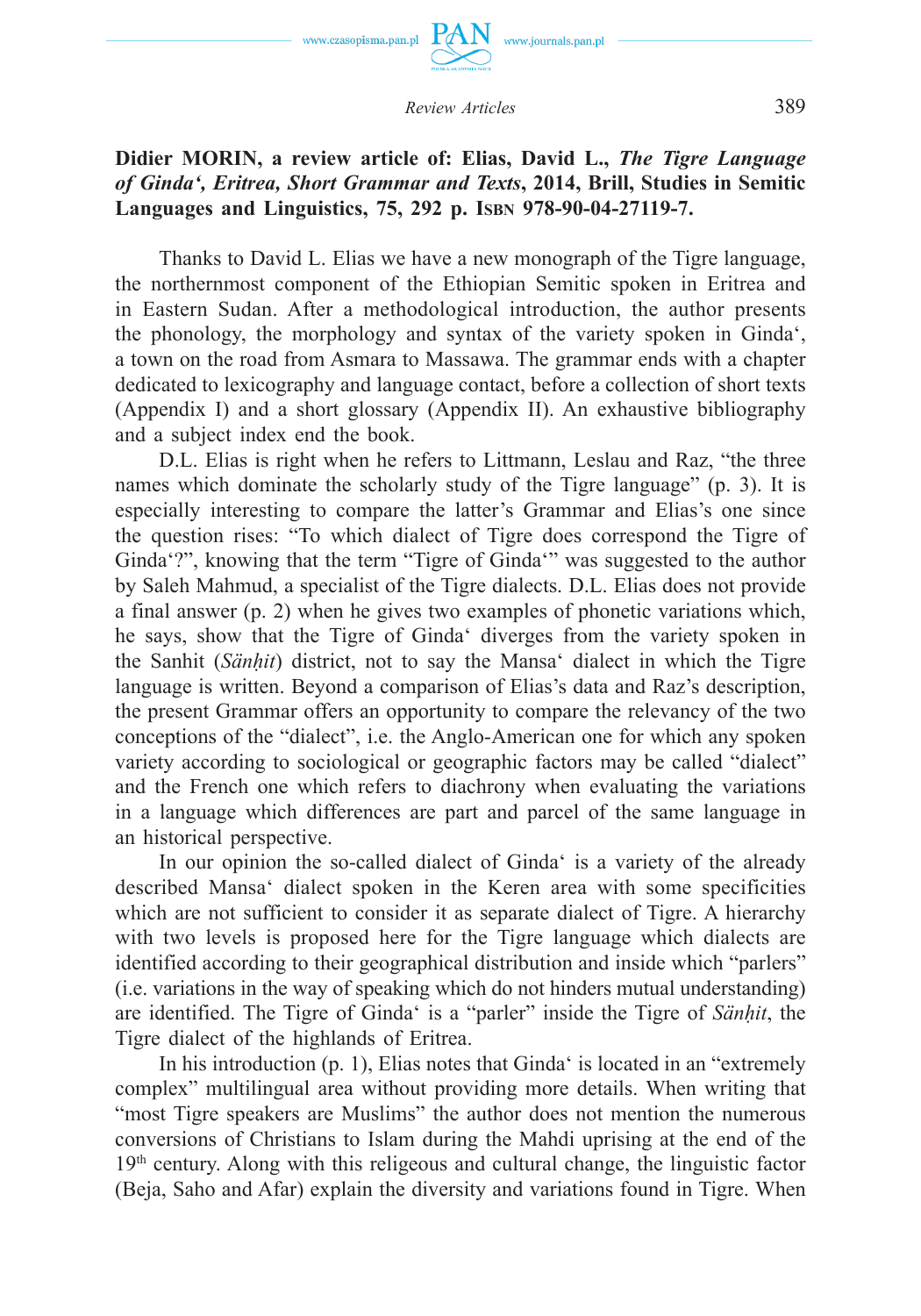**Didier MORIN, a review article of: Elias, David L., *The Tigre Language of Ginda‘, Eritrea, Short Grammar and Texts*, 2014, Brill, Studies in Semitic Languages and Linguistics, 75, 292 p. ISBN 978-90-04-27119-7.**

Thanks to David L. Elias we have a new monograph of the Tigre language, the northernmost component of the Ethiopian Semitic spoken in Eritrea and in Eastern Sudan. After a methodological introduction, the author presents the phonology, the morphology and syntax of the variety spoken in Ginda‘, a town on the road from Asmara to Massawa. The grammar ends with a chapter dedicated to lexicography and language contact, before a collection of short texts (Appendix I) and a short glossary (Appendix II). An exhaustive bibliography and a subject index end the book.

D.L. Elias is right when he refers to Littmann, Leslau and Raz, "the three names which dominate the scholarly study of the Tigre language" (p. 3). It is especially interesting to compare the latter's Grammar and Elias's one since the question rises: "To which dialect of Tigre does correspond the Tigre of Ginda‘?", knowing that the term "Tigre of Ginda‘" was suggested to the author by Saleh Mahmud, a specialist of the Tigre dialects. D.L. Elias does not provide a final answer (p. 2) when he gives two examples of phonetic variations which, he says, show that the Tigre of Ginda‘ diverges from the variety spoken in the Sanhit (*Sänḥit*) district, not to say the Mansa‘ dialect in which the Tigre language is written. Beyond a comparison of Elias's data and Raz's description, the present Grammar offers an opportunity to compare the relevancy of the two conceptions of the "dialect", i.e. the Anglo-American one for which any spoken variety according to sociological or geographic factors may be called "dialect" and the French one which refers to diachrony when evaluating the variations in a language which differences are part and parcel of the same language in an historical perspective.

In our opinion the so-called dialect of Ginda‘ is a variety of the already described Mansa‘ dialect spoken in the Keren area with some specificities which are not sufficient to consider it as separate dialect of Tigre. A hierarchy with two levels is proposed here for the Tigre language which dialects are identified according to their geographical distribution and inside which "parlers" (i.e. variations in the way of speaking which do not hinders mutual understanding) are identified. The Tigre of Ginda‘ is a "parler" inside the Tigre of *Sänḥit*, the Tigre dialect of the highlands of Eritrea.

In his introduction (p. 1), Elias notes that Ginda‘ is located in an "extremely complex" multilingual area without providing more details. When writing that "most Tigre speakers are Muslims" the author does not mention the numerous conversions of Christians to Islam during the Mahdi uprising at the end of the 19th century. Along with this religeous and cultural change, the linguistic factor (Beja, Saho and Afar) explain the diversity and variations found in Tigre. When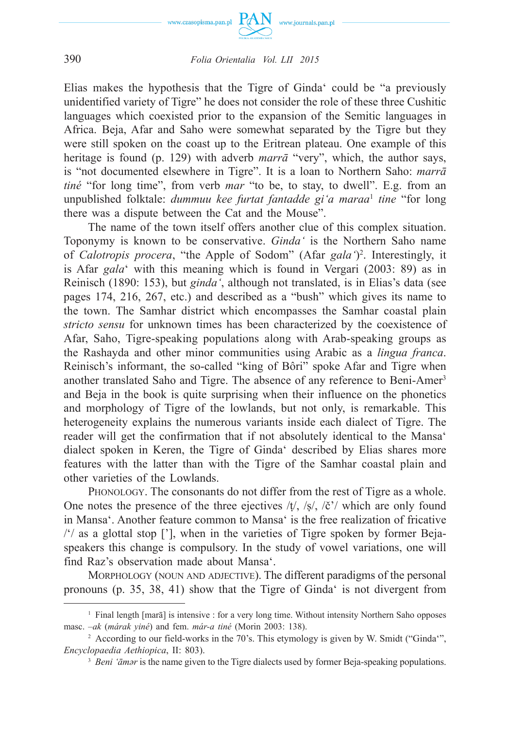Elias makes the hypothesis that the Tigre of Ginda‘ could be "a previously unidentified variety of Tigre" he does not consider the role of these three Cushitic languages which coexisted prior to the expansion of the Semitic languages in Africa. Beja, Afar and Saho were somewhat separated by the Tigre but they were still spoken on the coast up to the Eritrean plateau. One example of this heritage is found (p. 129) with adverb *marrā* "very", which, the author says, is "not documented elsewhere in Tigre". It is a loan to Northern Saho: *marrā tiné* "for long time", from verb *mar* "to be, to stay, to dwell". E.g. from an unpublished folktale: *dummuu kee furtat fantadde gi‘a maraa*[1] *tine* "for long there was a dispute between the Cat and the Mouse".

The name of the town itself offers another clue of this complex situation. Toponymy is known to be conservative. *Ginda‘* is the Northern Saho name of *Calotropis procera*, "the Apple of Sodom" (Afar *gala‘*)[2]. Interestingly, it is Afar *gala*‘ with this meaning which is found in Vergari (2003: 89) as in Reinisch (1890: 153), but *ginda‘*, although not translated, is in Elias's data (see pages 174, 216, 267, etc.) and described as a "bush" which gives its name to the town. The Samhar district which encompasses the Samhar coastal plain *stricto sensu* for unknown times has been characterized by the coexistence of Afar, Saho, Tigre-speaking populations along with Arab-speaking groups as the Rashayda and other minor communities using Arabic as a *lingua franca*. Reinisch's informant, the so-called "king of Bôri" spoke Afar and Tigre when another translated Saho and Tigre. The absence of any reference to Beni-Amer[3] and Beja in the book is quite surprising when their influence on the phonetics and morphology of Tigre of the lowlands, but not only, is remarkable. This heterogeneity explains the numerous variants inside each dialect of Tigre. The reader will get the confirmation that if not absolutely identical to the Mansa‘ dialect spoken in Keren, the Tigre of Ginda‘ described by Elias shares more features with the latter than with the Tigre of the Samhar coastal plain and other varieties of the Lowlands.

Phonology. The consonants do not differ from the rest of Tigre as a whole. One notes the presence of the three ejectives /ṭ/, /ṣ/, /č'/ which are only found in Mansa‘. Another feature common to Mansa‘ is the free realization of fricative /‘/ as a glottal stop ['], when in the varieties of Tigre spoken by former Beja-speakers this change is compulsory. In the study of vowel variations, one will find Raz's observation made about Mansa‘.

Morphology (noun and adjective). The different paradigms of the personal pronouns (p. 35, 38, 41) show that the Tigre of Ginda‘ is not divergent from

---

[1] Final length [marā] is intensive : for a very long time. Without intensity Northern Saho opposes masc. *–ak* (*márak yiné*) and fem. *már-a tiné* (Morin 2003: 138).

[2] According to our field-works in the 70's. This etymology is given by W. Smidt ("Ginda‘", *Encyclopaedia Aethiopica*, II: 803).

[3] *Beni ‘āmər* is the name given to the Tigre dialects used by former Beja-speaking populations.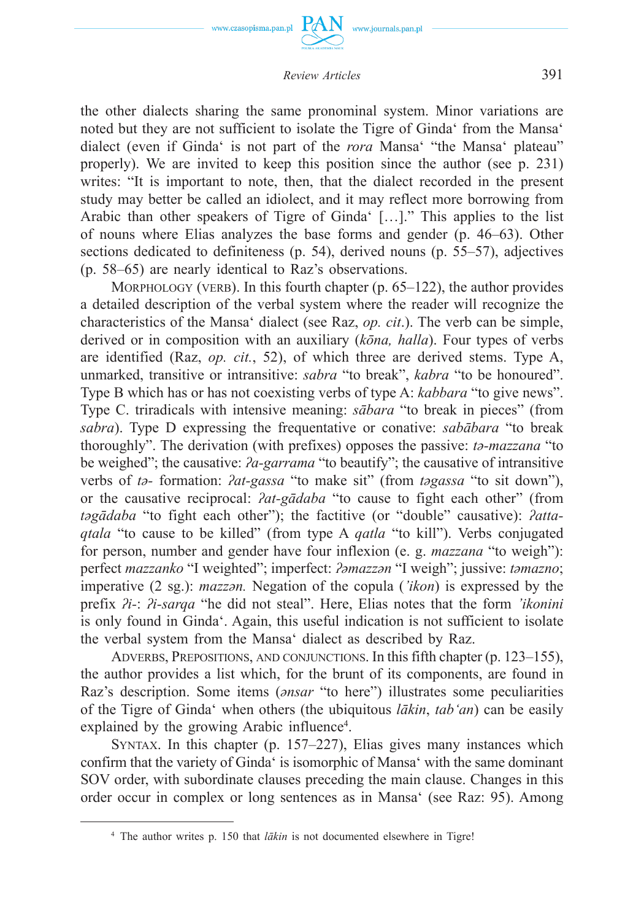the other dialects sharing the same pronominal system. Minor variations are noted but they are not sufficient to isolate the Tigre of Ginda‘ from the Mansa‘ dialect (even if Ginda‘ is not part of the *rora* Mansa‘ "the Mansa‘ plateau" properly). We are invited to keep this position since the author (see p. 231) writes: "It is important to note, then, that the dialect recorded in the present study may better be called an idiolect, and it may reflect more borrowing from Arabic than other speakers of Tigre of Ginda‘ […]." This applies to the list of nouns where Elias analyzes the base forms and gender (p. 46–63). Other sections dedicated to definiteness (p. 54), derived nouns (p. 55–57), adjectives (p. 58–65) are nearly identical to Raz's observations.

Morphology (verb). In this fourth chapter (p. 65–122), the author provides a detailed description of the verbal system where the reader will recognize the characteristics of the Mansa‘ dialect (see Raz, *op. cit*.). The verb can be simple, derived or in composition with an auxiliary (*kōna, halla*). Four types of verbs are identified (Raz, *op. cit.*, 52), of which three are derived stems. Type A, unmarked, transitive or intransitive: *sabra* "to break", *kabra* "to be honoured". Type B which has or has not coexisting verbs of type A: *kabbara* "to give news". Type C. triradicals with intensive meaning: *sābara* "to break in pieces" (from *sabra*). Type D expressing the frequentative or conative: *sabābara* "to break thoroughly". The derivation (with prefixes) opposes the passive: *tə-mazzana* "to be weighed"; the causative: *ʔa-garrama* "to beautify"; the causative of intransitive verbs of *tə-* formation: *ʔat-gassa* "to make sit" (from *təgassa* "to sit down"), or the causative reciprocal: *ʔat-gādaba* "to cause to fight each other" (from *təgādaba* "to fight each other"); the factitive (or "double" causative): *ʔatta-qtala* "to cause to be killed" (from type A *qatla* "to kill"). Verbs conjugated for person, number and gender have four inflexion (e. g. *mazzana* "to weigh"): perfect *mazzanko* "I weighted"; imperfect: *ʔəmazzən* "I weigh"; jussive: *təmazno*; imperative (2 sg.): *mazzən.* Negation of the copula (*'ikon*) is expressed by the prefix *ʔi*-: *ʔi-sarqa* "he did not steal". Here, Elias notes that the form *'ikonini* is only found in Ginda‘. Again, this useful indication is not sufficient to isolate the verbal system from the Mansa‘ dialect as described by Raz.

Adverbs, Prepositions, and conjunctions. In this fifth chapter (p. 123–155), the author provides a list which, for the brunt of its components, are found in Raz's description. Some items (*ənsar* "to here") illustrates some peculiarities of the Tigre of Ginda‘ when others (the ubiquitous *lākin*, *tab'an*) can be easily explained by the growing Arabic influence[4].

Syntax. In this chapter (p. 157–227), Elias gives many instances which confirm that the variety of Ginda‘ is isomorphic of Mansa‘ with the same dominant SOV order, with subordinate clauses preceding the main clause. Changes in this order occur in complex or long sentences as in Mansa‘ (see Raz: 95). Among

[4] The author writes p. 150 that *lākin* is not documented elsewhere in Tigre!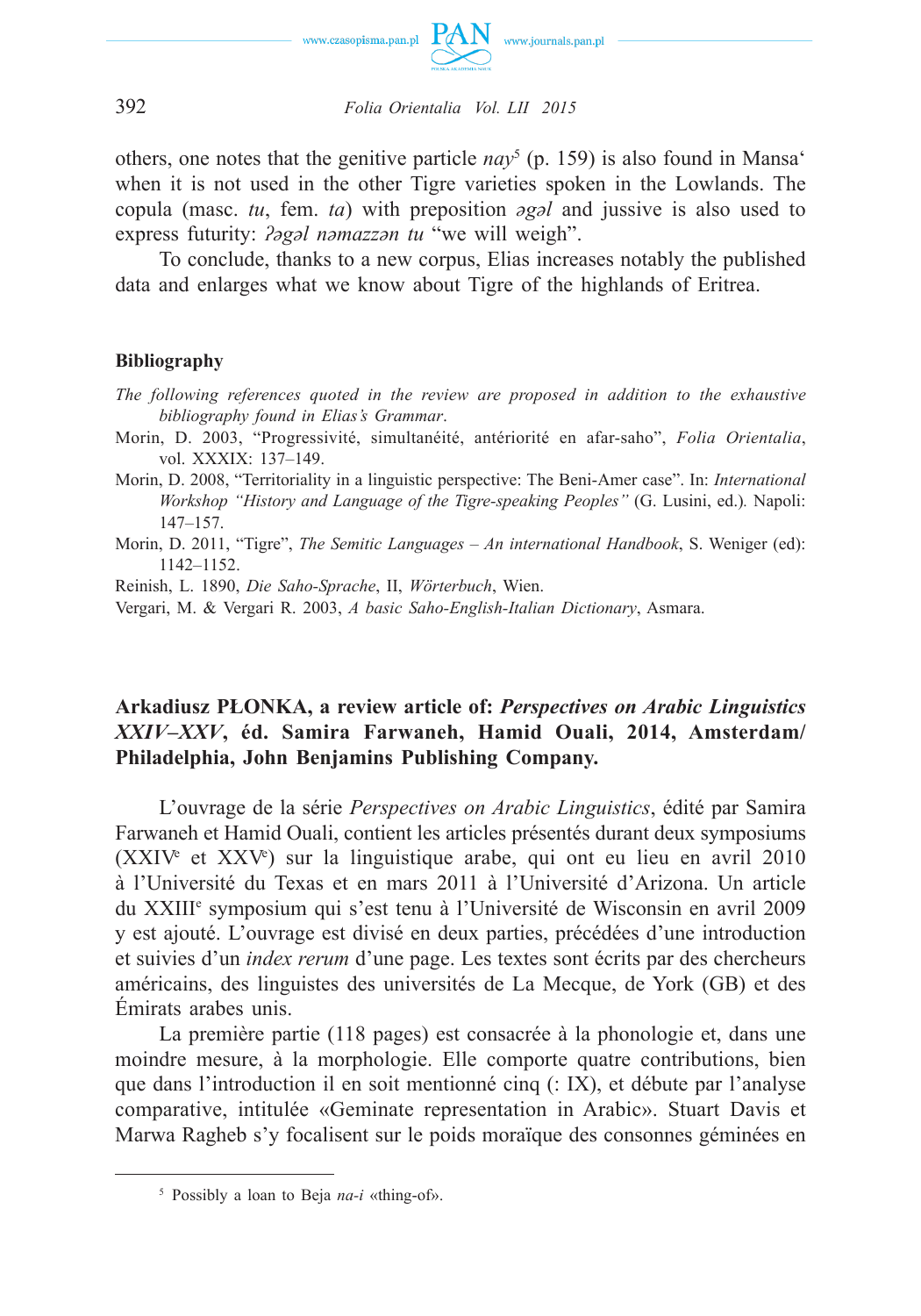others, one notes that the genitive particle *nay*[5] (p. 159) is also found in Mansa' when it is not used in the other Tigre varieties spoken in the Lowlands. The copula (masc. *tu*, fem. *ta*) with preposition *əgəl* and jussive is also used to express futurity: *ʔəgəl nəmazzən tu* "we will weigh".

To conclude, thanks to a new corpus, Elias increases notably the published data and enlarges what we know about Tigre of the highlands of Eritrea.

**Bibliography**

*The following references quoted in the review are proposed in addition to the exhaustive bibliography found in Elias's Grammar.*

Morin, D. 2003, "Progressivité, simultanéité, antériorité en afar-saho", *Folia Orientalia*, vol. XXXIX: 137–149.

Morin, D. 2008, "Territoriality in a linguistic perspective: The Beni-Amer case". In: *International Workshop "History and Language of the Tigre-speaking Peoples"* (G. Lusini, ed.). Napoli: 147–157.

Morin, D. 2011, "Tigre", *The Semitic Languages – An international Handbook*, S. Weniger (ed): 1142–1152.

Reinish, L. 1890, *Die Saho-Sprache*, II, *Wörterbuch*, Wien.

Vergari, M. & Vergari R. 2003, *A basic Saho-English-Italian Dictionary*, Asmara.

## Arkadiusz PŁONKA, a review article of: *Perspectives on Arabic Linguistics XXIV–XXV*, éd. Samira Farwaneh, Hamid Ouali, 2014, Amsterdam/ Philadelphia, John Benjamins Publishing Company.

L'ouvrage de la série *Perspectives on Arabic Linguistics*, édité par Samira Farwaneh et Hamid Ouali, contient les articles présentés durant deux symposiums (XXIVe et XXVe) sur la linguistique arabe, qui ont eu lieu en avril 2010 à l'Université du Texas et en mars 2011 à l'Université d'Arizona. Un article du XXIIIe symposium qui s'est tenu à l'Université de Wisconsin en avril 2009 y est ajouté. L'ouvrage est divisé en deux parties, précédées d'une introduction et suivies d'un *index rerum* d'une page. Les textes sont écrits par des chercheurs américains, des linguistes des universités de La Mecque, de York (GB) et des Émirats arabes unis.

La première partie (118 pages) est consacrée à la phonologie et, dans une moindre mesure, à la morphologie. Elle comporte quatre contributions, bien que dans l'introduction il en soit mentionné cinq (: IX), et débute par l'analyse comparative, intitulée «Geminate representation in Arabic». Stuart Davis et Marwa Ragheb s'y focalisent sur le poids moraïque des consonnes géminées en

[5] Possibly a loan to Beja *na-i* «thing-of».